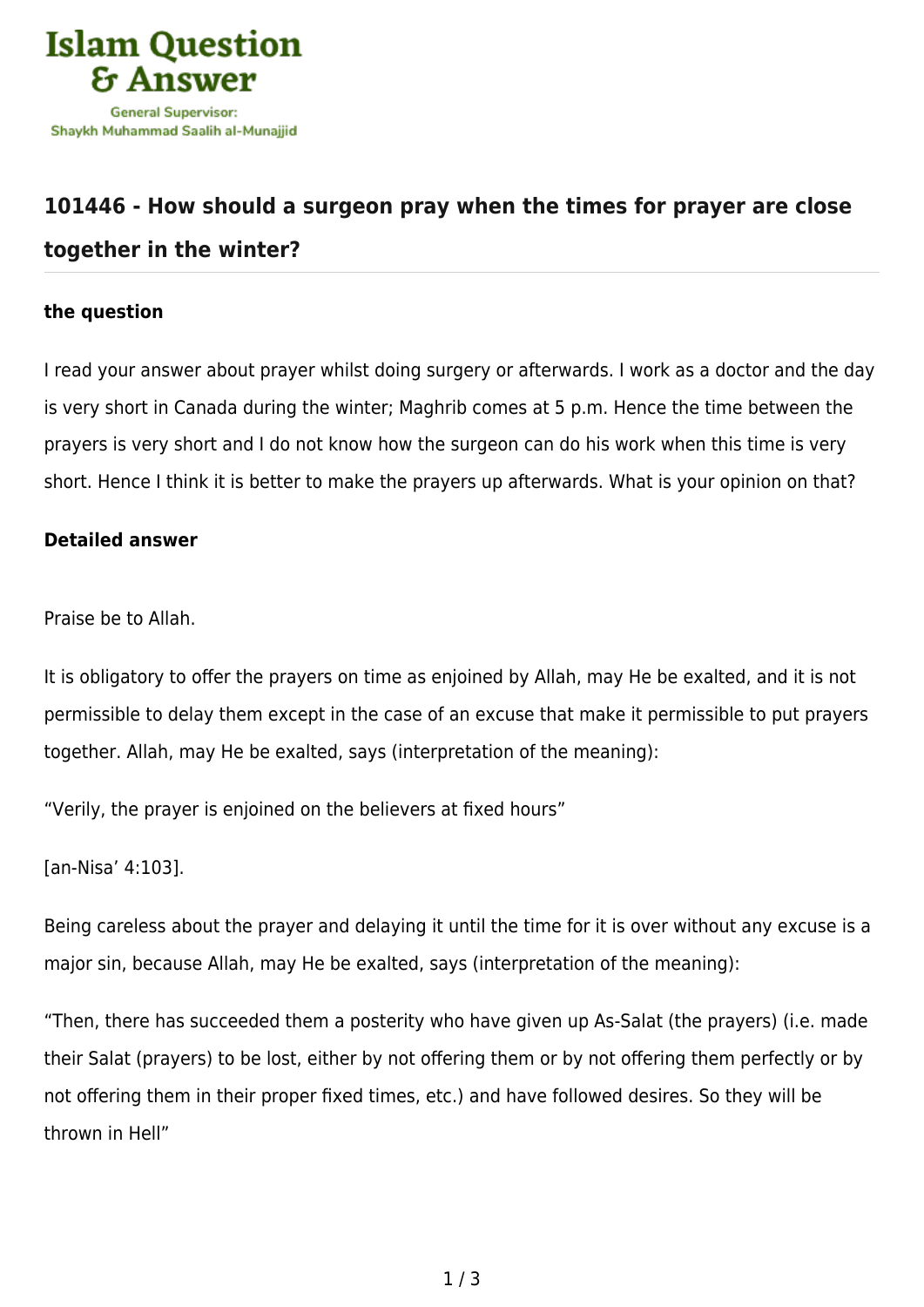# 101446 - How should a surgeon pray when the times for prayer are close together in the winter?

**the question**

I read your answer about prayer whilst doing surgery or afterwards. I work as a doctor and the day is very short in Canada during the winter; Maghrib comes at 5 p.m. Hence the time between the prayers is very short and I do not know how the surgeon can do his work when this time is very short. Hence I think it is better to make the prayers up afterwards. What is your opinion on that?

**Detailed answer**

Praise be to Allah.

It is obligatory to offer the prayers on time as enjoined by Allah, may He be exalted, and it is not permissible to delay them except in the case of an excuse that make it permissible to put prayers together. Allah, may He be exalted, says (interpretation of the meaning):

"Verily, the prayer is enjoined on the believers at fixed hours"

[an-Nisa' 4:103].

Being careless about the prayer and delaying it until the time for it is over without any excuse is a major sin, because Allah, may He be exalted, says (interpretation of the meaning):

"Then, there has succeeded them a posterity who have given up As-Salat (the prayers) (i.e. made their Salat (prayers) to be lost, either by not offering them or by not offering them perfectly or by not offering them in their proper fixed times, etc.) and have followed desires. So they will be thrown in Hell"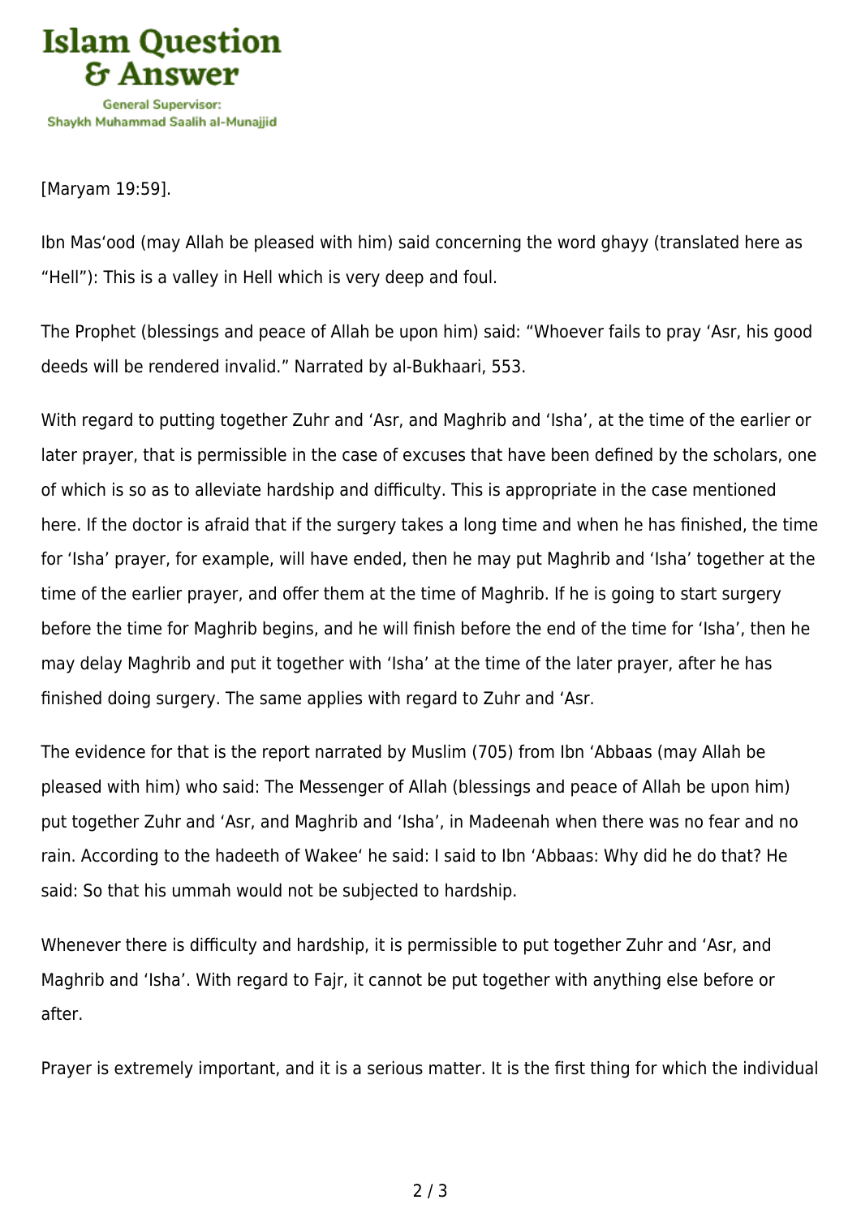[Maryam 19:59].

Ibn Mas'ood (may Allah be pleased with him) said concerning the word ghayy (translated here as "Hell"): This is a valley in Hell which is very deep and foul.

The Prophet (blessings and peace of Allah be upon him) said: "Whoever fails to pray 'Asr, his good deeds will be rendered invalid." Narrated by al-Bukhaari, 553.

With regard to putting together Zuhr and 'Asr, and Maghrib and 'Isha', at the time of the earlier or later prayer, that is permissible in the case of excuses that have been defined by the scholars, one of which is so as to alleviate hardship and difficulty. This is appropriate in the case mentioned here. If the doctor is afraid that if the surgery takes a long time and when he has finished, the time for 'Isha' prayer, for example, will have ended, then he may put Maghrib and 'Isha' together at the time of the earlier prayer, and offer them at the time of Maghrib. If he is going to start surgery before the time for Maghrib begins, and he will finish before the end of the time for 'Isha', then he may delay Maghrib and put it together with 'Isha' at the time of the later prayer, after he has finished doing surgery. The same applies with regard to Zuhr and 'Asr.

The evidence for that is the report narrated by Muslim (705) from Ibn 'Abbaas (may Allah be pleased with him) who said: The Messenger of Allah (blessings and peace of Allah be upon him) put together Zuhr and 'Asr, and Maghrib and 'Isha', in Madeenah when there was no fear and no rain. According to the hadeeth of Wakee' he said: I said to Ibn 'Abbaas: Why did he do that? He said: So that his ummah would not be subjected to hardship.

Whenever there is difficulty and hardship, it is permissible to put together Zuhr and 'Asr, and Maghrib and 'Isha'. With regard to Fajr, it cannot be put together with anything else before or after.

Prayer is extremely important, and it is a serious matter. It is the first thing for which the individual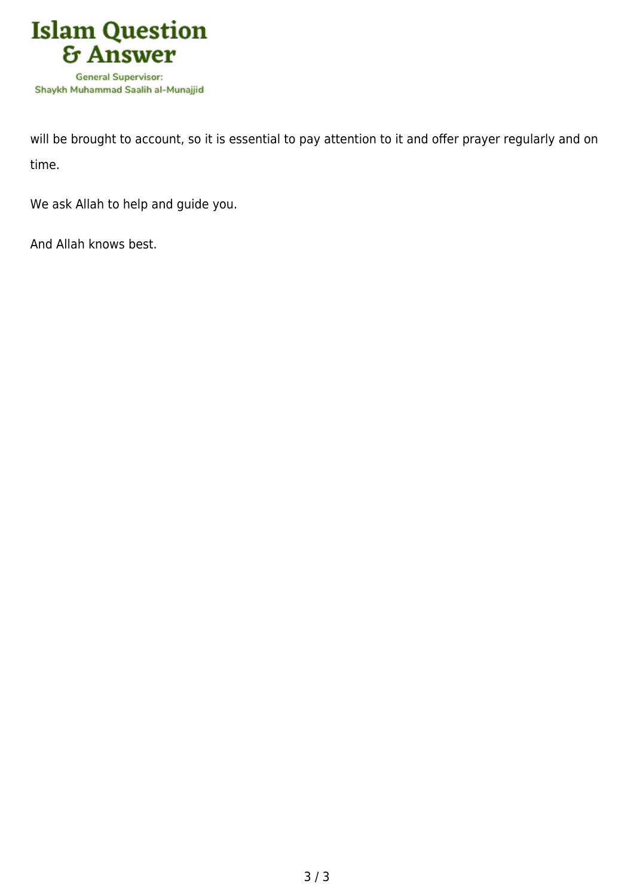will be brought to account, so it is essential to pay attention to it and offer prayer regularly and on time.

We ask Allah to help and guide you.

And Allah knows best.